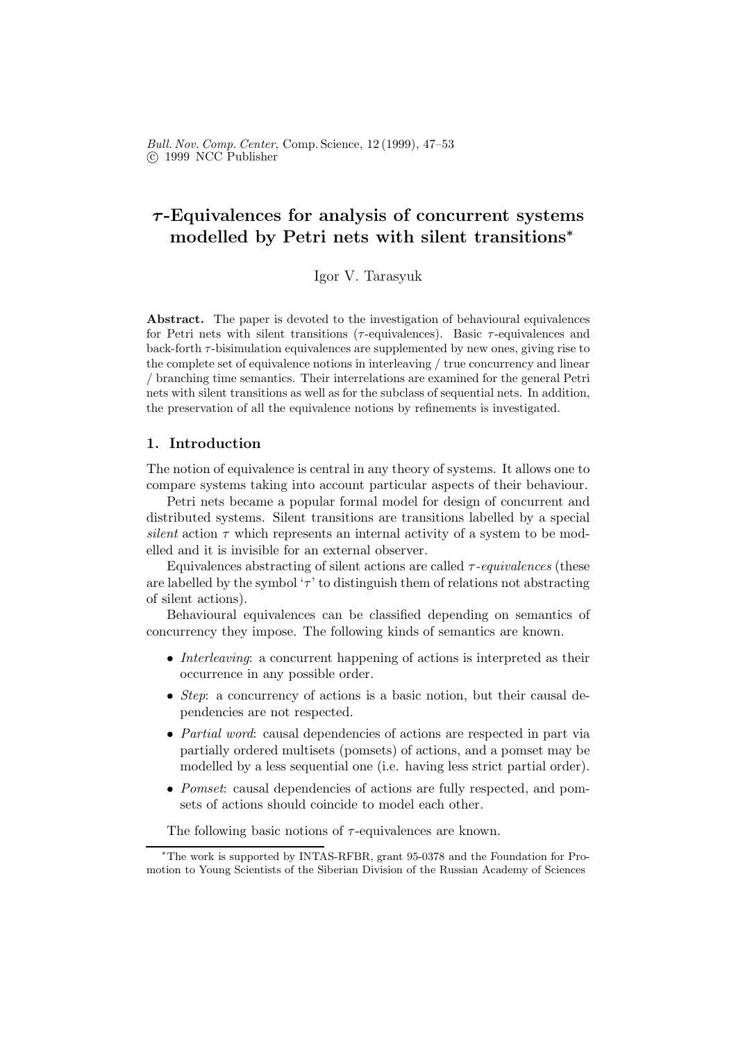# $\tau$-Equivalences for analysis of concurrent systems modelled by Petri nets with silent transitions*

Igor V. Tarasyuk

**Abstract.** The paper is devoted to the investigation of behavioural equivalences for Petri nets with silent transitions ($\tau$-equivalences). Basic $\tau$-equivalences and back-forth $\tau$-bisimulation equivalences are supplemented by new ones, giving rise to the complete set of equivalence notions in interleaving / true concurrency and linear / branching time semantics. Their interrelations are examined for the general Petri nets with silent transitions as well as for the subclass of sequential nets. In addition, the preservation of all the equivalence notions by refinements is investigated.

## 1. Introduction

The notion of equivalence is central in any theory of systems. It allows one to compare systems taking into account particular aspects of their behaviour.

Petri nets became a popular formal model for design of concurrent and distributed systems. Silent transitions are transitions labelled by a special *silent* action $\tau$ which represents an internal activity of a system to be modelled and it is invisible for an external observer.

Equivalences abstracting of silent actions are called $\tau$*-equivalences* (these are labelled by the symbol '$\tau$' to distinguish them of relations not abstracting of silent actions).

Behavioural equivalences can be classified depending on semantics of concurrency they impose. The following kinds of semantics are known.

- *Interleaving*: a concurrent happening of actions is interpreted as their occurrence in any possible order.
- *Step*: a concurrency of actions is a basic notion, but their causal dependencies are not respected.
- *Partial word*: causal dependencies of actions are respected in part via partially ordered multisets (pomsets) of actions, and a pomset may be modelled by a less sequential one (i.e. having less strict partial order).
- *Pomset*: causal dependencies of actions are fully respected, and pomsets of actions should coincide to model each other.

The following basic notions of $\tau$-equivalences are known.

*The work is supported by INTAS-RFBR, grant 95-0378 and the Foundation for Promotion to Young Scientists of the Siberian Division of the Russian Academy of Sciences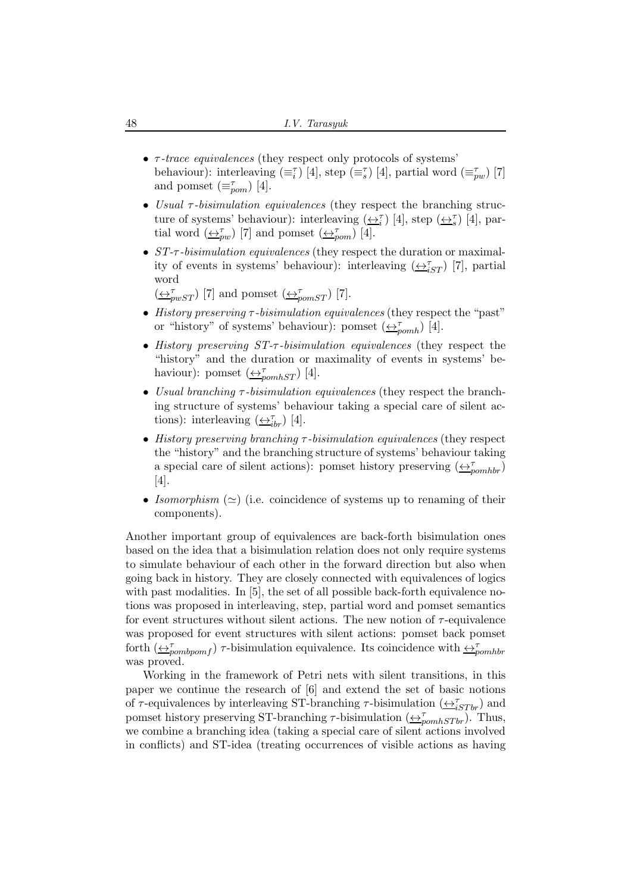- *τ-trace equivalences* (they respect only protocols of systems' behaviour): interleaving ($\equiv_i^\tau$) [4], step ($\equiv_s^\tau$) [4], partial word ($\equiv_{pw}^\tau$) [7] and pomset ($\equiv_{pom}^\tau$) [4].
- *Usual τ-bisimulation equivalences* (they respect the branching structure of systems' behaviour): interleaving ($\underline{\leftrightarrow}_i^\tau$) [4], step ($\underline{\leftrightarrow}_s^\tau$) [4], partial word ($\underline{\leftrightarrow}_{pw}^\tau$) [7] and pomset ($\underline{\leftrightarrow}_{pom}^\tau$) [4].
- *ST-τ-bisimulation equivalences* (they respect the duration or maximality of events in systems' behaviour): interleaving ($\underline{\leftrightarrow}_{iST}^\tau$) [7], partial word ($\underline{\leftrightarrow}_{pwST}^\tau$) [7] and pomset ($\underline{\leftrightarrow}_{pomST}^\tau$) [7].
- *History preserving τ-bisimulation equivalences* (they respect the "past" or "history" of systems' behaviour): pomset ($\underline{\leftrightarrow}_{pomh}^\tau$) [4].
- *History preserving ST-τ-bisimulation equivalences* (they respect the "history" and the duration or maximality of events in systems' behaviour): pomset ($\underline{\leftrightarrow}_{pomhST}^\tau$) [4].
- *Usual branching τ-bisimulation equivalences* (they respect the branching structure of systems' behaviour taking a special care of silent actions): interleaving ($\underline{\leftrightarrow}_{ibr}^\tau$) [4].
- *History preserving branching τ-bisimulation equivalences* (they respect the "history" and the branching structure of systems' behaviour taking a special care of silent actions): pomset history preserving ($\underline{\leftrightarrow}_{pomhbr}^\tau$) [4].
- *Isomorphism* ($\simeq$) (i.e. coincidence of systems up to renaming of their components).

Another important group of equivalences are back-forth bisimulation ones based on the idea that a bisimulation relation does not only require systems to simulate behaviour of each other in the forward direction but also when going back in history. They are closely connected with equivalences of logics with past modalities. In [5], the set of all possible back-forth equivalence notions was proposed in interleaving, step, partial word and pomset semantics for event structures without silent actions. The new notion of τ-equivalence was proposed for event structures with silent actions: pomset back pomset forth ($\underline{\leftrightarrow}_{pombpomf}^\tau$) τ-bisimulation equivalence. Its coincidence with $\underline{\leftrightarrow}_{pomhbr}^\tau$ was proved.

Working in the framework of Petri nets with silent transitions, in this paper we continue the research of [6] and extend the set of basic notions of τ-equivalences by interleaving ST-branching τ-bisimulation ($\underline{\leftrightarrow}_{iSTbr}^\tau$) and pomset history preserving ST-branching τ-bisimulation ($\underline{\leftrightarrow}_{pomhSTbr}^\tau$). Thus, we combine a branching idea (taking a special care of silent actions involved in conflicts) and ST-idea (treating occurrences of visible actions as having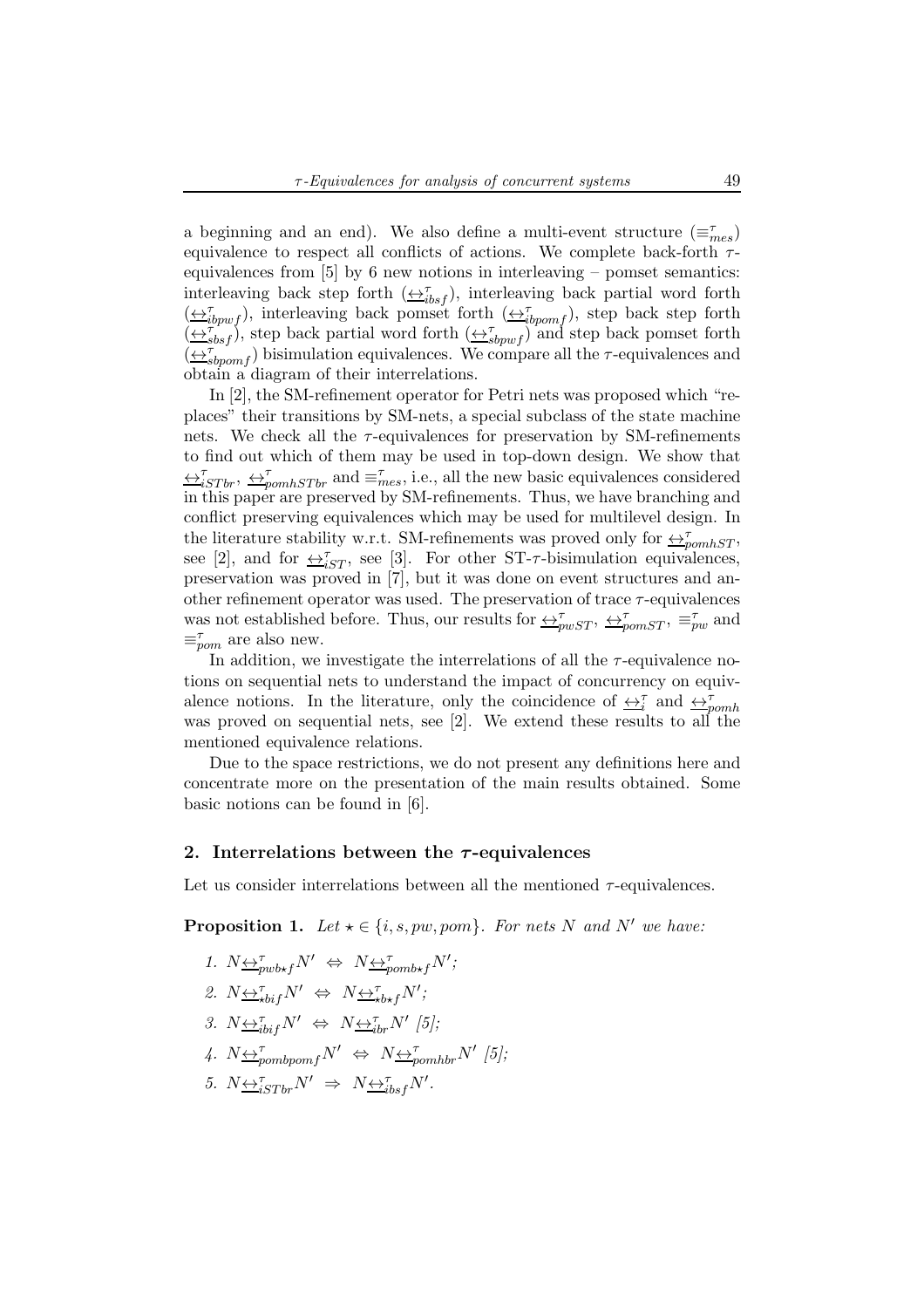a beginning and an end). We also define a multi-event structure ($\equiv^{\tau}_{mes}$) equivalence to respect all conflicts of actions. We complete back-forth $\tau$-equivalences from [5] by 6 new notions in interleaving – pomset semantics: interleaving back step forth ($\underline{\leftrightarrow}^{\tau}_{ibsf}$), interleaving back partial word forth ($\underline{\leftrightarrow}^{\tau}_{ibpwf}$), interleaving back pomset forth ($\underline{\leftrightarrow}^{\tau}_{ibpomf}$), step back step forth ($\underline{\leftrightarrow}^{\tau}_{sbsf}$), step back partial word forth ($\underline{\leftrightarrow}^{\tau}_{sbpwf}$) and step back pomset forth ($\underline{\leftrightarrow}^{\tau}_{sbpomf}$) bisimulation equivalences. We compare all the $\tau$-equivalences and obtain a diagram of their interrelations.

In [2], the SM-refinement operator for Petri nets was proposed which "replaces" their transitions by SM-nets, a special subclass of the state machine nets. We check all the $\tau$-equivalences for preservation by SM-refinements to find out which of them may be used in top-down design. We show that $\underline{\leftrightarrow}^{\tau}_{iSTbr}$, $\underline{\leftrightarrow}^{\tau}_{pomhSTbr}$ and $\equiv^{\tau}_{mes}$, i.e., all the new basic equivalences considered in this paper are preserved by SM-refinements. Thus, we have branching and conflict preserving equivalences which may be used for multilevel design. In the literature stability w.r.t. SM-refinements was proved only for $\underline{\leftrightarrow}^{\tau}_{pomhST}$, see [2], and for $\underline{\leftrightarrow}^{\tau}_{iST}$, see [3]. For other ST-$\tau$-bisimulation equivalences, preservation was proved in [7], but it was done on event structures and another refinement operator was used. The preservation of trace $\tau$-equivalences was not established before. Thus, our results for $\underline{\leftrightarrow}^{\tau}_{pwST}$, $\underline{\leftrightarrow}^{\tau}_{pomST}$, $\equiv^{\tau}_{pw}$ and $\equiv^{\tau}_{pom}$ are also new.

In addition, we investigate the interrelations of all the $\tau$-equivalence notions on sequential nets to understand the impact of concurrency on equivalence notions. In the literature, only the coincidence of $\underline{\leftrightarrow}^{\tau}_{i}$ and $\underline{\leftrightarrow}^{\tau}_{pomh}$ was proved on sequential nets, see [2]. We extend these results to all the mentioned equivalence relations.

Due to the space restrictions, we do not present any definitions here and concentrate more on the presentation of the main results obtained. Some basic notions can be found in [6].

## 2. Interrelations between the $\tau$-equivalences

Let us consider interrelations between all the mentioned $\tau$-equivalences.

**Proposition 1.** *Let $\star \in \{i, s, pw, pom\}$. For nets $N$ and $N'$ we have:*

1. $N \underline{\leftrightarrow}^{\tau}_{pwb\star f} N' \;\Leftrightarrow\; N \underline{\leftrightarrow}^{\tau}_{pomb\star f} N'$;
2. $N \underline{\leftrightarrow}^{\tau}_{\star bif} N' \;\Leftrightarrow\; N \underline{\leftrightarrow}^{\tau}_{\star b\star f} N'$;
3. $N \underline{\leftrightarrow}^{\tau}_{ibif} N' \;\Leftrightarrow\; N \underline{\leftrightarrow}^{\tau}_{ibr} N'$ [5];
4. $N \underline{\leftrightarrow}^{\tau}_{pombpomf} N' \;\Leftrightarrow\; N \underline{\leftrightarrow}^{\tau}_{pomhbr} N'$ [5];
5. $N \underline{\leftrightarrow}^{\tau}_{iSTbr} N' \;\Rightarrow\; N \underline{\leftrightarrow}^{\tau}_{ibsf} N'$.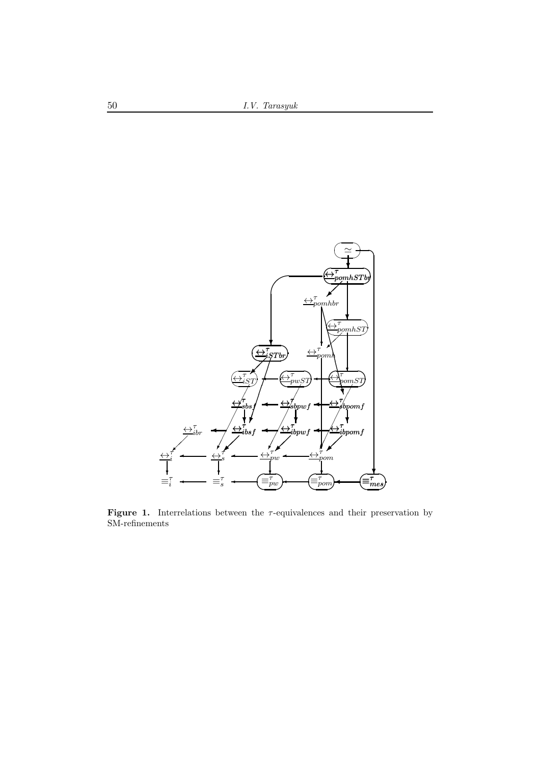**Figure 1.** Interrelations between the $\tau$-equivalences and their preservation by SM-refinements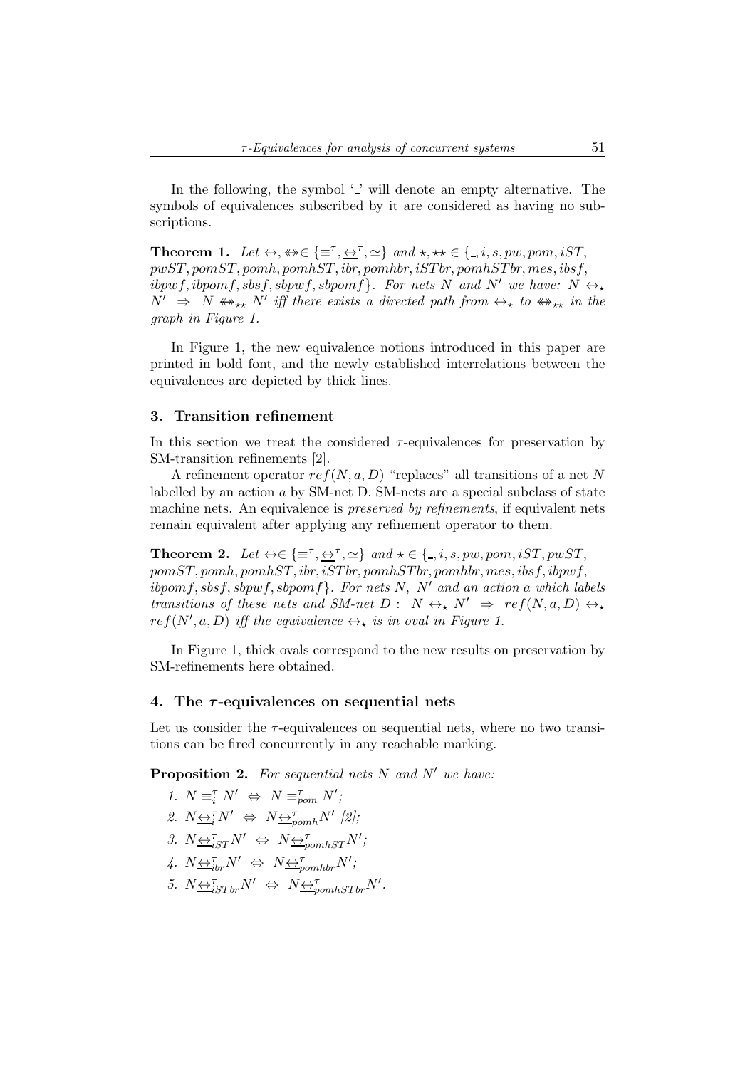In the following, the symbol '\_' will denote an empty alternative. The symbols of equivalences subscribed by it are considered as having no subscriptions.

**Theorem 1.** *Let* $\leftrightarrow, \twoheadleftrightarrow \in \{\equiv^\tau, \underline{\leftrightarrow}^\tau, \simeq\}$ *and* $\star, \star\star \in \{\_, i, s, pw, pom, iST, pwST, pomST, pomh, pomhST, ibr, pomhbr, iSTbr, pomhSTbr, mes, ibsf, ibpwf, ibpomf, sbsf, sbpwf, sbpomf\}$*. For nets* $N$ *and* $N'$ *we have:* $N \leftrightarrow_\star N' \;\Rightarrow\; N \twoheadleftrightarrow_{\star\star} N'$ *iff there exists a directed path from* $\leftrightarrow_\star$ *to* $\twoheadleftrightarrow_{\star\star}$ *in the graph in Figure 1.*

In Figure 1, the new equivalence notions introduced in this paper are printed in bold font, and the newly established interrelations between the equivalences are depicted by thick lines.

## 3. Transition refinement

In this section we treat the considered $\tau$-equivalences for preservation by SM-transition refinements [2].

A refinement operator $ref(N, a, D)$ "replaces" all transitions of a net $N$ labelled by an action $a$ by SM-net D. SM-nets are a special subclass of state machine nets. An equivalence is *preserved by refinements*, if equivalent nets remain equivalent after applying any refinement operator to them.

**Theorem 2.** *Let* $\leftrightarrow \in \{\equiv^\tau, \underline{\leftrightarrow}^\tau, \simeq\}$ *and* $\star \in \{\_, i, s, pw, pom, iST, pwST, pomST, pomh, pomhST, ibr, iSTbr, pomhSTbr, pomhbr, mes, ibsf, ibpwf, ibpomf, sbsf, sbpwf, sbpomf\}$*. For nets* $N$*,* $N'$ *and an action* $a$ *which labels transitions of these nets and SM-net* $D$ *:* $N \leftrightarrow_\star N' \;\Rightarrow\; ref(N, a, D) \leftrightarrow_\star ref(N', a, D)$ *iff the equivalence* $\leftrightarrow_\star$ *is in oval in Figure 1.*

In Figure 1, thick ovals correspond to the new results on preservation by SM-refinements here obtained.

## 4. The $\tau$-equivalences on sequential nets

Let us consider the $\tau$-equivalences on sequential nets, where no two transitions can be fired concurrently in any reachable marking.

**Proposition 2.** *For sequential nets* $N$ *and* $N'$ *we have:*

1. $N \equiv^\tau_i N' \;\Leftrightarrow\; N \equiv^\tau_{pom} N'$;
2. $N \underline{\leftrightarrow}^\tau_i N' \;\Leftrightarrow\; N \underline{\leftrightarrow}^\tau_{pomh} N'$ [2];
3. $N \underline{\leftrightarrow}^\tau_{iST} N' \;\Leftrightarrow\; N \underline{\leftrightarrow}^\tau_{pomhST} N'$;
4. $N \underline{\leftrightarrow}^\tau_{ibr} N' \;\Leftrightarrow\; N \underline{\leftrightarrow}^\tau_{pomhbr} N'$;
5. $N \underline{\leftrightarrow}^\tau_{iSTbr} N' \;\Leftrightarrow\; N \underline{\leftrightarrow}^\tau_{pomhSTbr} N'$.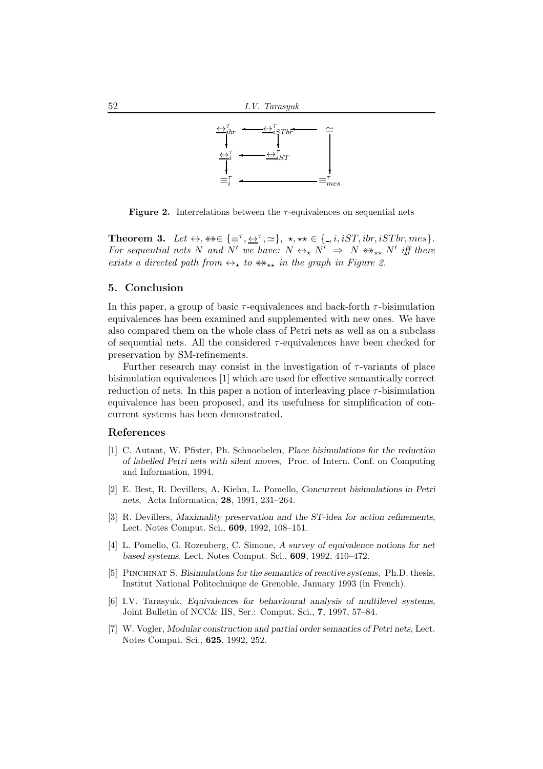$\underline{\leftrightarrow}^{\tau}_{ibr}$ ← $\underline{\leftrightarrow}^{\tau}_{iSTbr}$ ← $\simeq$

$\underline{\leftrightarrow}^{\tau}_{i}$ ← $\underline{\leftrightarrow}^{\tau}_{iST}$

$\equiv^{\tau}_{i}$ ← $\equiv^{\tau}_{mes}$

**Figure 2.** Interrelations between the $\tau$-equivalences on sequential nets

**Theorem 3.** *Let* $\leftrightarrow, \twoheadleftrightarrow \in \{\equiv^{\tau}, \underline{\leftrightarrow}^{\tau}, \simeq\}$, $\star, \star\star \in \{\_, i, iST, ibr, iSTbr, mes\}$. *For sequential nets* $N$ *and* $N'$ *we have:* $N \leftrightarrow_{\star} N' \Rightarrow N \twoheadleftrightarrow_{\star\star} N'$ *iff there exists a directed path from* $\leftrightarrow_{\star}$ *to* $\twoheadleftrightarrow_{\star\star}$ *in the graph in Figure 2.*

## 5. Conclusion

In this paper, a group of basic $\tau$-equivalences and back-forth $\tau$-bisimulation equivalences has been examined and supplemented with new ones. We have also compared them on the whole class of Petri nets as well as on a subclass of sequential nets. All the considered $\tau$-equivalences have been checked for preservation by SM-refinements.

Further research may consist in the investigation of $\tau$-variants of place bisimulation equivalences [1] which are used for effective semantically correct reduction of nets. In this paper a notion of interleaving place $\tau$-bisimulation equivalence has been proposed, and its usefulness for simplification of concurrent systems has been demonstrated.

## References

[1] C. Autant, W. Pfister, Ph. Schnoebelen, *Place bisimulations for the reduction of labelled Petri nets with silent moves*, Proc. of Intern. Conf. on Computing and Information, 1994.

[2] E. Best, R. Devillers, A. Kiehn, L. Pomello, *Concurrent bisimulations in Petri nets*, Acta Informatica, **28**, 1991, 231–264.

[3] R. Devillers, *Maximality preservation and the ST-idea for action refinements*, Lect. Notes Comput. Sci., **609**, 1992, 108–151.

[4] L. Pomello, G. Rozenberg, C. Simone, *A survey of equivalence notions for net based systems.* Lect. Notes Comput. Sci., **609**, 1992, 410–472.

[5] Pinchinat S. *Bisimulations for the semantics of reactive systems*, Ph.D. thesis, Institut National Politechnique de Grenoble, January 1993 (in French).

[6] I.V. Tarasyuk, *Equivalences for behavioural analysis of multilevel systems,* Joint Bulletin of NCC& IIS, Ser.: Comput. Sci., **7**, 1997, 57–84.

[7] W. Vogler, *Modular construction and partial order semantics of Petri nets*, Lect. Notes Comput. Sci., **625**, 1992, 252.